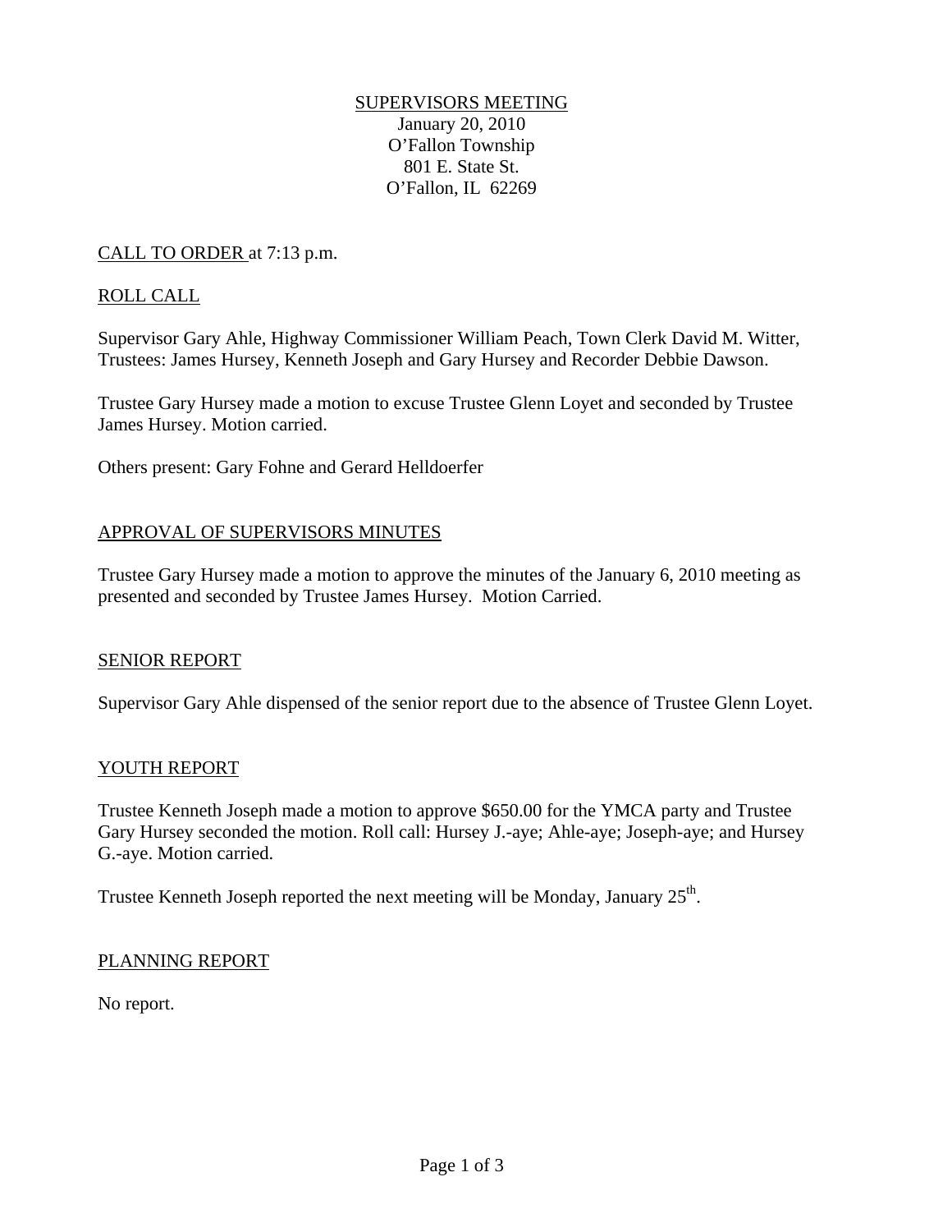SUPERVISORS MEETING
January 20, 2010
O'Fallon Township
801 E. State St.
O'Fallon, IL 62269

CALL TO ORDER at 7:13 p.m.

ROLL CALL

Supervisor Gary Ahle, Highway Commissioner William Peach, Town Clerk David M. Witter, Trustees: James Hursey, Kenneth Joseph and Gary Hursey and Recorder Debbie Dawson.

Trustee Gary Hursey made a motion to excuse Trustee Glenn Loyet and seconded by Trustee James Hursey. Motion carried.

Others present: Gary Fohne and Gerard Helldoerfer

APPROVAL OF SUPERVISORS MINUTES

Trustee Gary Hursey made a motion to approve the minutes of the January 6, 2010 meeting as presented and seconded by Trustee James Hursey. Motion Carried.

SENIOR REPORT

Supervisor Gary Ahle dispensed of the senior report due to the absence of Trustee Glenn Loyet.

YOUTH REPORT

Trustee Kenneth Joseph made a motion to approve $650.00 for the YMCA party and Trustee Gary Hursey seconded the motion. Roll call: Hursey J.-aye; Ahle-aye; Joseph-aye; and Hursey G.-aye. Motion carried.

Trustee Kenneth Joseph reported the next meeting will be Monday, January 25th.

PLANNING REPORT

No report.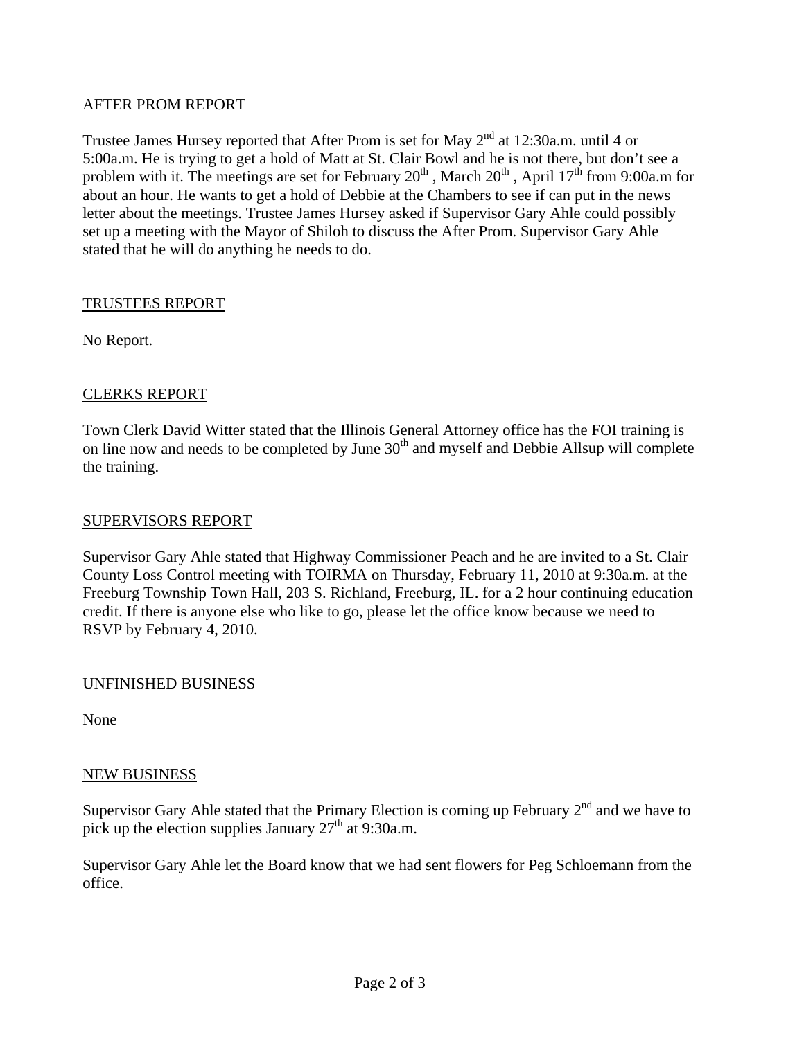AFTER PROM REPORT

Trustee James Hursey reported that After Prom is set for May 2nd at 12:30a.m. until 4 or 5:00a.m. He is trying to get a hold of Matt at St. Clair Bowl and he is not there, but don't see a problem with it. The meetings are set for February 20th , March 20th , April 17th from 9:00a.m for about an hour. He wants to get a hold of Debbie at the Chambers to see if can put in the news letter about the meetings. Trustee James Hursey asked if Supervisor Gary Ahle could possibly set up a meeting with the Mayor of Shiloh to discuss the After Prom. Supervisor Gary Ahle stated that he will do anything he needs to do.

TRUSTEES REPORT

No Report.

CLERKS REPORT

Town Clerk David Witter stated that the Illinois General Attorney office has the FOI training is on line now and needs to be completed by June 30th and myself and Debbie Allsup will complete the training.

SUPERVISORS REPORT

Supervisor Gary Ahle stated that Highway Commissioner Peach and he are invited to a St. Clair County Loss Control meeting with TOIRMA on Thursday, February 11, 2010 at 9:30a.m. at the Freeburg Township Town Hall, 203 S. Richland, Freeburg, IL. for a 2 hour continuing education credit. If there is anyone else who like to go, please let the office know because we need to RSVP by February 4, 2010.

UNFINISHED BUSINESS

None

NEW BUSINESS

Supervisor Gary Ahle stated that the Primary Election is coming up February 2nd and we have to pick up the election supplies January 27th at 9:30a.m.

Supervisor Gary Ahle let the Board know that we had sent flowers for Peg Schloemann from the office.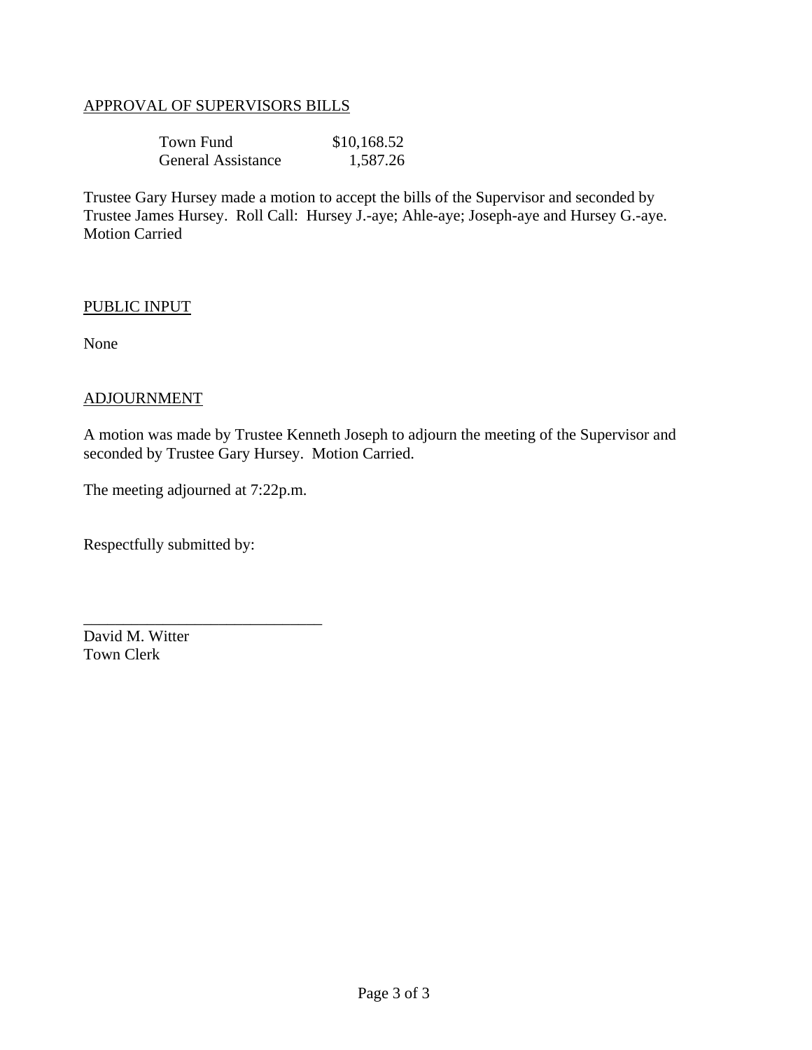APPROVAL OF SUPERVISORS BILLS

| | |
|---|---|
| Town Fund | $10,168.52 |
| General Assistance | 1,587.26 |

Trustee Gary Hursey made a motion to accept the bills of the Supervisor and seconded by Trustee James Hursey. Roll Call: Hursey J.-aye; Ahle-aye; Joseph-aye and Hursey G.-aye. Motion Carried

PUBLIC INPUT

None

ADJOURNMENT

A motion was made by Trustee Kenneth Joseph to adjourn the meeting of the Supervisor and seconded by Trustee Gary Hursey. Motion Carried.

The meeting adjourned at 7:22p.m.

Respectfully submitted by:

______________________________
David M. Witter
Town Clerk